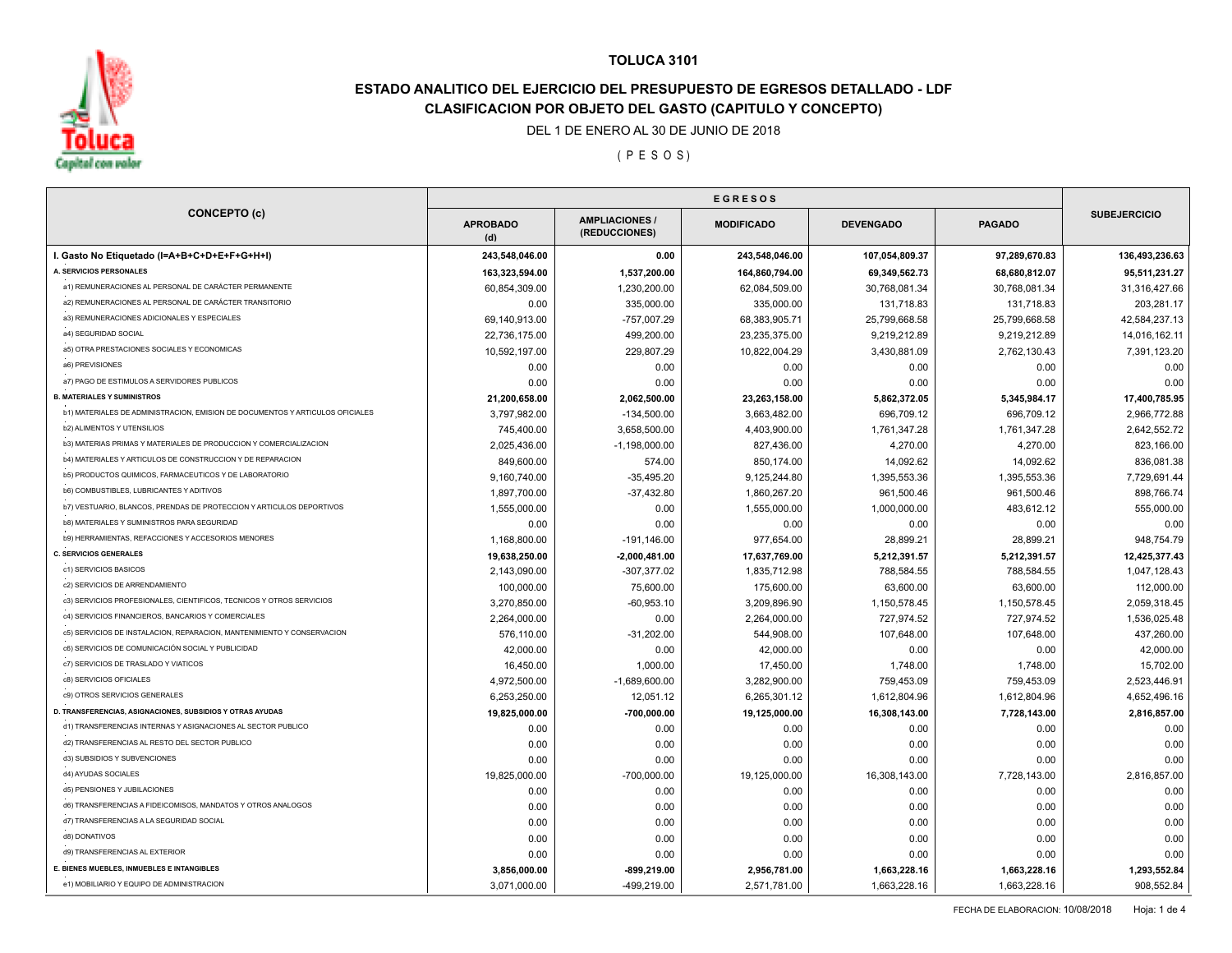# TOLUCA 3101

## ESTADO ANALITICO DEL EJERCICIO DEL PRESUPUESTO DE EGRESOS DETALLADO - LDF

## CLASIFICACION POR OBJETO DEL GASTO (CAPITULO Y CONCEPTO)

DEL 1 DE ENERO AL 30 DE JUNIO DE 2018

( P E S O S )

| CONCEPTO (c) | EGRESOS | | | | | SUBEJERCICIO |
|---|---|---|---|---|---|---|
| | APROBADO (d) | AMPLIACIONES / (REDUCCIONES) | MODIFICADO | DEVENGADO | PAGADO | |
| **I. Gasto No Etiquetado (I=A+B+C+D+E+F+G+H+I)** | **243,548,046.00** | **0.00** | **243,548,046.00** | **107,054,809.37** | **97,289,670.83** | **136,493,236.63** |
| **A. SERVICIOS PERSONALES** | **163,323,594.00** | **1,537,200.00** | **164,860,794.00** | **69,349,562.73** | **68,680,812.07** | **95,511,231.27** |
| a1) REMUNERACIONES AL PERSONAL DE CARÁCTER PERMANENTE | 60,854,309.00 | 1,230,200.00 | 62,084,509.00 | 30,768,081.34 | 30,768,081.34 | 31,316,427.66 |
| a2) REMUNERACIONES AL PERSONAL DE CARÁCTER TRANSITORIO | 0.00 | 335,000.00 | 335,000.00 | 131,718.83 | 131,718.83 | 203,281.17 |
| a3) REMUNERACIONES ADICIONALES Y ESPECIALES | 69,140,913.00 | -757,007.29 | 68,383,905.71 | 25,799,668.58 | 25,799,668.58 | 42,584,237.13 |
| a4) SEGURIDAD SOCIAL | 22,736,175.00 | 499,200.00 | 23,235,375.00 | 9,219,212.89 | 9,219,212.89 | 14,016,162.11 |
| a5) OTRA PRESTACIONES SOCIALES Y ECONOMICAS | 10,592,197.00 | 229,807.29 | 10,822,004.29 | 3,430,881.09 | 2,762,130.43 | 7,391,123.20 |
| a6) PREVISIONES | 0.00 | 0.00 | 0.00 | 0.00 | 0.00 | 0.00 |
| a7) PAGO DE ESTIMULOS A SERVIDORES PUBLICOS | 0.00 | 0.00 | 0.00 | 0.00 | 0.00 | 0.00 |
| **B. MATERIALES Y SUMINISTROS** | **21,200,658.00** | **2,062,500.00** | **23,263,158.00** | **5,862,372.05** | **5,345,984.17** | **17,400,785.95** |
| b1) MATERIALES DE ADMINISTRACION, EMISION DE DOCUMENTOS Y ARTICULOS OFICIALES | 3,797,982.00 | -134,500.00 | 3,663,482.00 | 696,709.12 | 696,709.12 | 2,966,772.88 |
| b2) ALIMENTOS Y UTENSILIOS | 745,400.00 | 3,658,500.00 | 4,403,900.00 | 1,761,347.28 | 1,761,347.28 | 2,642,552.72 |
| b3) MATERIAS PRIMAS Y MATERIALES DE PRODUCCION Y COMERCIALIZACION | 2,025,436.00 | -1,198,000.00 | 827,436.00 | 4,270.00 | 4,270.00 | 823,166.00 |
| b4) MATERIALES Y ARTICULOS DE CONSTRUCCION Y DE REPARACION | 849,600.00 | 574.00 | 850,174.00 | 14,092.62 | 14,092.62 | 836,081.38 |
| b5) PRODUCTOS QUIMICOS, FARMACEUTICOS Y DE LABORATORIO | 9,160,740.00 | -35,495.20 | 9,125,244.80 | 1,395,553.36 | 1,395,553.36 | 7,729,691.44 |
| b6) COMBUSTIBLES, LUBRICANTES Y ADITIVOS | 1,897,700.00 | -37,432.80 | 1,860,267.20 | 961,500.46 | 961,500.46 | 898,766.74 |
| b7) VESTUARIO, BLANCOS, PRENDAS DE PROTECCION Y ARTICULOS DEPORTIVOS | 1,555,000.00 | 0.00 | 1,555,000.00 | 1,000,000.00 | 483,612.12 | 555,000.00 |
| b8) MATERIALES Y SUMINISTROS PARA SEGURIDAD | 0.00 | 0.00 | 0.00 | 0.00 | 0.00 | 0.00 |
| b9) HERRAMIENTAS, REFACCIONES Y ACCESORIOS MENORES | 1,168,800.00 | -191,146.00 | 977,654.00 | 28,899.21 | 28,899.21 | 948,754.79 |
| **C. SERVICIOS GENERALES** | **19,638,250.00** | **-2,000,481.00** | **17,637,769.00** | **5,212,391.57** | **5,212,391.57** | **12,425,377.43** |
| c1) SERVICIOS BASICOS | 2,143,090.00 | -307,377.02 | 1,835,712.98 | 788,584.55 | 788,584.55 | 1,047,128.43 |
| c2) SERVICIOS DE ARRENDAMIENTO | 100,000.00 | 75,600.00 | 175,600.00 | 63,600.00 | 63,600.00 | 112,000.00 |
| c3) SERVICIOS PROFESIONALES, CIENTIFICOS, TECNICOS Y OTROS SERVICIOS | 3,270,850.00 | -60,953.10 | 3,209,896.90 | 1,150,578.45 | 1,150,578.45 | 2,059,318.45 |
| c4) SERVICIOS FINANCIEROS, BANCARIOS Y COMERCIALES | 2,264,000.00 | 0.00 | 2,264,000.00 | 727,974.52 | 727,974.52 | 1,536,025.48 |
| c5) SERVICIOS DE INSTALACION, REPARACION, MANTENIMIENTO Y CONSERVACION | 576,110.00 | -31,202.00 | 544,908.00 | 107,648.00 | 107,648.00 | 437,260.00 |
| c6) SERVICIOS DE COMUNICACIÓN SOCIAL Y PUBLICIDAD | 42,000.00 | 0.00 | 42,000.00 | 0.00 | 0.00 | 42,000.00 |
| c7) SERVICIOS DE TRASLADO Y VIATICOS | 16,450.00 | 1,000.00 | 17,450.00 | 1,748.00 | 1,748.00 | 15,702.00 |
| c8) SERVICIOS OFICIALES | 4,972,500.00 | -1,689,600.00 | 3,282,900.00 | 759,453.09 | 759,453.09 | 2,523,446.91 |
| c9) OTROS SERVICIOS GENERALES | 6,253,250.00 | 12,051.12 | 6,265,301.12 | 1,612,804.96 | 1,612,804.96 | 4,652,496.16 |
| **D. TRANSFERENCIAS, ASIGNACIONES, SUBSIDIOS Y OTRAS AYUDAS** | **19,825,000.00** | **-700,000.00** | **19,125,000.00** | **16,308,143.00** | **7,728,143.00** | **2,816,857.00** |
| d1) TRANSFERENCIAS INTERNAS Y ASIGNACIONES AL SECTOR PUBLICO | 0.00 | 0.00 | 0.00 | 0.00 | 0.00 | 0.00 |
| d2) TRANSFERENCIAS AL RESTO DEL SECTOR PUBLICO | 0.00 | 0.00 | 0.00 | 0.00 | 0.00 | 0.00 |
| d3) SUBSIDIOS Y SUBVENCIONES | 0.00 | 0.00 | 0.00 | 0.00 | 0.00 | 0.00 |
| d4) AYUDAS SOCIALES | 19,825,000.00 | -700,000.00 | 19,125,000.00 | 16,308,143.00 | 7,728,143.00 | 2,816,857.00 |
| d5) PENSIONES Y JUBILACIONES | 0.00 | 0.00 | 0.00 | 0.00 | 0.00 | 0.00 |
| d6) TRANSFERENCIAS A FIDEICOMISOS, MANDATOS Y OTROS ANALOGOS | 0.00 | 0.00 | 0.00 | 0.00 | 0.00 | 0.00 |
| d7) TRANSFERENCIAS A LA SEGURIDAD SOCIAL | 0.00 | 0.00 | 0.00 | 0.00 | 0.00 | 0.00 |
| d8) DONATIVOS | 0.00 | 0.00 | 0.00 | 0.00 | 0.00 | 0.00 |
| d9) TRANSFERENCIAS AL EXTERIOR | 0.00 | 0.00 | 0.00 | 0.00 | 0.00 | 0.00 |
| **E. BIENES MUEBLES, INMUEBLES E INTANGIBLES** | **3,856,000.00** | **-899,219.00** | **2,956,781.00** | **1,663,228.16** | **1,663,228.16** | **1,293,552.84** |
| e1) MOBILIARIO Y EQUIPO DE ADMINISTRACION | 3,071,000.00 | -499,219.00 | 2,571,781.00 | 1,663,228.16 | 1,663,228.16 | 908,552.84 |

FECHA DE ELABORACION: 10/08/2018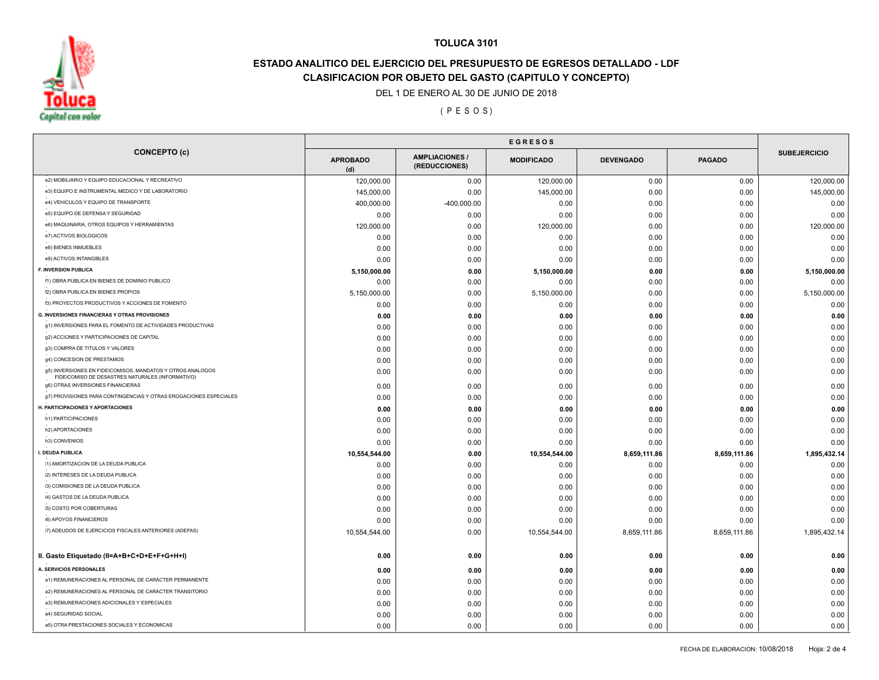# TOLUCA 3101

## ESTADO ANALITICO DEL EJERCICIO DEL PRESUPUESTO DE EGRESOS DETALLADO - LDF
## CLASIFICACION POR OBJETO DEL GASTO (CAPITULO Y CONCEPTO)

DEL 1 DE ENERO AL 30 DE JUNIO DE 2018

( P E S O S )

| CONCEPTO (c) | EGRESOS | | | | | SUBEJERCICIO |
|---|---|---|---|---|---|---|
| | APROBADO (d) | AMPLIACIONES / (REDUCCIONES) | MODIFICADO | DEVENGADO | PAGADO | |
| e2) MOBILIARIO Y EQUIPO EDUCACIONAL Y RECREATIVO | 120,000.00 | 0.00 | 120,000.00 | 0.00 | 0.00 | 120,000.00 |
| e3) EQUIPO E INSTRUMENTAL MEDICO Y DE LABORATORIO | 145,000.00 | 0.00 | 145,000.00 | 0.00 | 0.00 | 145,000.00 |
| e4) VEHICULOS Y EQUIPO DE TRANSPORTE | 400,000.00 | -400,000.00 | 0.00 | 0.00 | 0.00 | 0.00 |
| e5) EQUIPO DE DEFENSA Y SEGURIDAD | 0.00 | 0.00 | 0.00 | 0.00 | 0.00 | 0.00 |
| e6) MAQUINARIA, OTROS EQUIPOS Y HERRAMIENTAS | 120,000.00 | 0.00 | 120,000.00 | 0.00 | 0.00 | 120,000.00 |
| e7) ACTIVOS BIOLOGICOS | 0.00 | 0.00 | 0.00 | 0.00 | 0.00 | 0.00 |
| e8) BIENES INMUEBLES | 0.00 | 0.00 | 0.00 | 0.00 | 0.00 | 0.00 |
| e9) ACTIVOS INTANGIBLES | 0.00 | 0.00 | 0.00 | 0.00 | 0.00 | 0.00 |
| **F. INVERSION PUBLICA** | **5,150,000.00** | **0.00** | **5,150,000.00** | **0.00** | **0.00** | **5,150,000.00** |
| f1) OBRA PUBLICA EN BIENES DE DOMINIO PUBLICO | 0.00 | 0.00 | 0.00 | 0.00 | 0.00 | 0.00 |
| f2) OBRA PUBLICA EN BIENES PROPIOS | 5,150,000.00 | 0.00 | 5,150,000.00 | 0.00 | 0.00 | 5,150,000.00 |
| f3) PROYECTOS PRODUCTIVOS Y ACCIONES DE FOMENTO | 0.00 | 0.00 | 0.00 | 0.00 | 0.00 | 0.00 |
| **G. INVERSIONES FINANCIERAS Y OTRAS PROVISIONES** | **0.00** | **0.00** | **0.00** | **0.00** | **0.00** | **0.00** |
| g1) INVERSIONES PARA EL FOMENTO DE ACTIVIDADES PRODUCTIVAS | 0.00 | 0.00 | 0.00 | 0.00 | 0.00 | 0.00 |
| g2) ACCIONES Y PARTICIPACIONES DE CAPITAL | 0.00 | 0.00 | 0.00 | 0.00 | 0.00 | 0.00 |
| g3) COMPRA DE TITULOS Y VALORES | 0.00 | 0.00 | 0.00 | 0.00 | 0.00 | 0.00 |
| g4) CONCESION DE PRESTAMOS | 0.00 | 0.00 | 0.00 | 0.00 | 0.00 | 0.00 |
| g5) INVERSIONES EN FIDEICOMISOS, MANDATOS Y OTROS ANALOGOS FIDEICOMISO DE DESASTRES NATURALES (INFORMATIVO) | 0.00 | 0.00 | 0.00 | 0.00 | 0.00 | 0.00 |
| g6) OTRAS INVERSIONES FINANCIERAS | 0.00 | 0.00 | 0.00 | 0.00 | 0.00 | 0.00 |
| g7) PROVISIONES PARA CONTINGENCIAS Y OTRAS EROGACIONES ESPECIALES | 0.00 | 0.00 | 0.00 | 0.00 | 0.00 | 0.00 |
| **H. PARTICIPACIONES Y APORTACIONES** | **0.00** | **0.00** | **0.00** | **0.00** | **0.00** | **0.00** |
| h1) PARTICIPACIONES | 0.00 | 0.00 | 0.00 | 0.00 | 0.00 | 0.00 |
| h2) APORTACIONES | 0.00 | 0.00 | 0.00 | 0.00 | 0.00 | 0.00 |
| h3) CONVENIOS | 0.00 | 0.00 | 0.00 | 0.00 | 0.00 | 0.00 |
| **I. DEUDA PUBLICA** | **10,554,544.00** | **0.00** | **10,554,544.00** | **8,659,111.86** | **8,659,111.86** | **1,895,432.14** |
| i1) AMORTIZACION DE LA DEUDA PUBLICA | 0.00 | 0.00 | 0.00 | 0.00 | 0.00 | 0.00 |
| i2) INTERESES DE LA DEUDA PUBLICA | 0.00 | 0.00 | 0.00 | 0.00 | 0.00 | 0.00 |
| i3) COMISIONES DE LA DEUDA PUBLICA | 0.00 | 0.00 | 0.00 | 0.00 | 0.00 | 0.00 |
| i4) GASTOS DE LA DEUDA PUBLICA | 0.00 | 0.00 | 0.00 | 0.00 | 0.00 | 0.00 |
| i5) COSTO POR COBERTURAS | 0.00 | 0.00 | 0.00 | 0.00 | 0.00 | 0.00 |
| i6) APOYOS FINANCIEROS | 0.00 | 0.00 | 0.00 | 0.00 | 0.00 | 0.00 |
| i7) ADEUDOS DE EJERCICIOS FISCALES ANTERIORES (ADEFAS) | 10,554,544.00 | 0.00 | 10,554,544.00 | 8,659,111.86 | 8,659,111.86 | 1,895,432.14 |
| **II. Gasto Etiquetado (II=A+B+C+D+E+F+G+H+I)** | **0.00** | **0.00** | **0.00** | **0.00** | **0.00** | **0.00** |
| **A. SERVICIOS PERSONALES** | **0.00** | **0.00** | **0.00** | **0.00** | **0.00** | **0.00** |
| a1) REMUNERACIONES AL PERSONAL DE CARÁCTER PERMANENTE | 0.00 | 0.00 | 0.00 | 0.00 | 0.00 | 0.00 |
| a2) REMUNERACIONES AL PERSONAL DE CARÁCTER TRANSITORIO | 0.00 | 0.00 | 0.00 | 0.00 | 0.00 | 0.00 |
| a3) REMUNERACIONES ADICIONALES Y ESPECIALES | 0.00 | 0.00 | 0.00 | 0.00 | 0.00 | 0.00 |
| a4) SEGURIDAD SOCIAL | 0.00 | 0.00 | 0.00 | 0.00 | 0.00 | 0.00 |
| a5) OTRA PRESTACIONES SOCIALES Y ECONOMICAS | 0.00 | 0.00 | 0.00 | 0.00 | 0.00 | 0.00 |

FECHA DE ELABORACION: 10/08/2018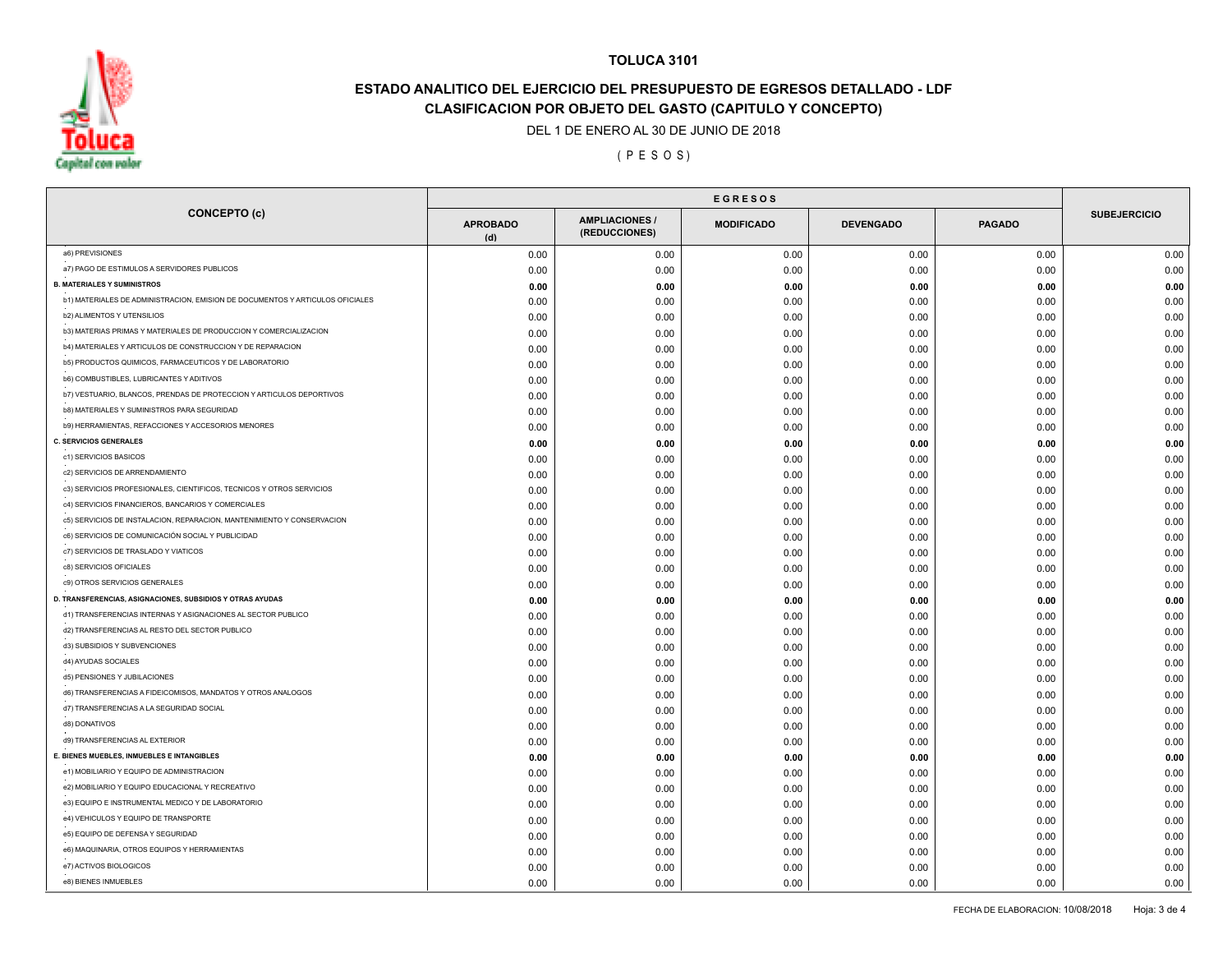# TOLUCA 3101

## ESTADO ANALITICO DEL EJERCICIO DEL PRESUPUESTO DE EGRESOS DETALLADO - LDF

## CLASIFICACION POR OBJETO DEL GASTO (CAPITULO Y CONCEPTO)

DEL 1 DE ENERO AL 30 DE JUNIO DE 2018

( P E S O S )

| CONCEPTO (c) | EGRESOS | | | | | SUBEJERCICIO |
|---|---|---|---|---|---|---|
| | APROBADO (d) | AMPLIACIONES / (REDUCCIONES) | MODIFICADO | DEVENGADO | PAGADO | |
| a6) PREVISIONES | 0.00 | 0.00 | 0.00 | 0.00 | 0.00 | 0.00 |
| a7) PAGO DE ESTIMULOS A SERVIDORES PUBLICOS | 0.00 | 0.00 | 0.00 | 0.00 | 0.00 | 0.00 |
| **B. MATERIALES Y SUMINISTROS** | **0.00** | **0.00** | **0.00** | **0.00** | **0.00** | **0.00** |
| b1) MATERIALES DE ADMINISTRACION, EMISION DE DOCUMENTOS Y ARTICULOS OFICIALES | 0.00 | 0.00 | 0.00 | 0.00 | 0.00 | 0.00 |
| b2) ALIMENTOS Y UTENSILIOS | 0.00 | 0.00 | 0.00 | 0.00 | 0.00 | 0.00 |
| b3) MATERIAS PRIMAS Y MATERIALES DE PRODUCCION Y COMERCIALIZACION | 0.00 | 0.00 | 0.00 | 0.00 | 0.00 | 0.00 |
| b4) MATERIALES Y ARTICULOS DE CONSTRUCCION Y DE REPARACION | 0.00 | 0.00 | 0.00 | 0.00 | 0.00 | 0.00 |
| b5) PRODUCTOS QUIMICOS, FARMACEUTICOS Y DE LABORATORIO | 0.00 | 0.00 | 0.00 | 0.00 | 0.00 | 0.00 |
| b6) COMBUSTIBLES, LUBRICANTES Y ADITIVOS | 0.00 | 0.00 | 0.00 | 0.00 | 0.00 | 0.00 |
| b7) VESTUARIO, BLANCOS, PRENDAS DE PROTECCION Y ARTICULOS DEPORTIVOS | 0.00 | 0.00 | 0.00 | 0.00 | 0.00 | 0.00 |
| b8) MATERIALES Y SUMINISTROS PARA SEGURIDAD | 0.00 | 0.00 | 0.00 | 0.00 | 0.00 | 0.00 |
| b9) HERRAMIENTAS, REFACCIONES Y ACCESORIOS MENORES | 0.00 | 0.00 | 0.00 | 0.00 | 0.00 | 0.00 |
| **C. SERVICIOS GENERALES** | **0.00** | **0.00** | **0.00** | **0.00** | **0.00** | **0.00** |
| c1) SERVICIOS BASICOS | 0.00 | 0.00 | 0.00 | 0.00 | 0.00 | 0.00 |
| c2) SERVICIOS DE ARRENDAMIENTO | 0.00 | 0.00 | 0.00 | 0.00 | 0.00 | 0.00 |
| c3) SERVICIOS PROFESIONALES, CIENTIFICOS, TECNICOS Y OTROS SERVICIOS | 0.00 | 0.00 | 0.00 | 0.00 | 0.00 | 0.00 |
| c4) SERVICIOS FINANCIEROS, BANCARIOS Y COMERCIALES | 0.00 | 0.00 | 0.00 | 0.00 | 0.00 | 0.00 |
| c5) SERVICIOS DE INSTALACION, REPARACION, MANTENIMIENTO Y CONSERVACION | 0.00 | 0.00 | 0.00 | 0.00 | 0.00 | 0.00 |
| c6) SERVICIOS DE COMUNICACIÓN SOCIAL Y PUBLICIDAD | 0.00 | 0.00 | 0.00 | 0.00 | 0.00 | 0.00 |
| c7) SERVICIOS DE TRASLADO Y VIATICOS | 0.00 | 0.00 | 0.00 | 0.00 | 0.00 | 0.00 |
| c8) SERVICIOS OFICIALES | 0.00 | 0.00 | 0.00 | 0.00 | 0.00 | 0.00 |
| c9) OTROS SERVICIOS GENERALES | 0.00 | 0.00 | 0.00 | 0.00 | 0.00 | 0.00 |
| **D. TRANSFERENCIAS, ASIGNACIONES, SUBSIDIOS Y OTRAS AYUDAS** | **0.00** | **0.00** | **0.00** | **0.00** | **0.00** | **0.00** |
| d1) TRANSFERENCIAS INTERNAS Y ASIGNACIONES AL SECTOR PUBLICO | 0.00 | 0.00 | 0.00 | 0.00 | 0.00 | 0.00 |
| d2) TRANSFERENCIAS AL RESTO DEL SECTOR PUBLICO | 0.00 | 0.00 | 0.00 | 0.00 | 0.00 | 0.00 |
| d3) SUBSIDIOS Y SUBVENCIONES | 0.00 | 0.00 | 0.00 | 0.00 | 0.00 | 0.00 |
| d4) AYUDAS SOCIALES | 0.00 | 0.00 | 0.00 | 0.00 | 0.00 | 0.00 |
| d5) PENSIONES Y JUBILACIONES | 0.00 | 0.00 | 0.00 | 0.00 | 0.00 | 0.00 |
| d6) TRANSFERENCIAS A FIDEICOMISOS, MANDATOS Y OTROS ANALOGOS | 0.00 | 0.00 | 0.00 | 0.00 | 0.00 | 0.00 |
| d7) TRANSFERENCIAS A LA SEGURIDAD SOCIAL | 0.00 | 0.00 | 0.00 | 0.00 | 0.00 | 0.00 |
| d8) DONATIVOS | 0.00 | 0.00 | 0.00 | 0.00 | 0.00 | 0.00 |
| d9) TRANSFERENCIAS AL EXTERIOR | 0.00 | 0.00 | 0.00 | 0.00 | 0.00 | 0.00 |
| **E. BIENES MUEBLES, INMUEBLES E INTANGIBLES** | **0.00** | **0.00** | **0.00** | **0.00** | **0.00** | **0.00** |
| e1) MOBILIARIO Y EQUIPO DE ADMINISTRACION | 0.00 | 0.00 | 0.00 | 0.00 | 0.00 | 0.00 |
| e2) MOBILIARIO Y EQUIPO EDUCACIONAL Y RECREATIVO | 0.00 | 0.00 | 0.00 | 0.00 | 0.00 | 0.00 |
| e3) EQUIPO E INSTRUMENTAL MEDICO Y DE LABORATORIO | 0.00 | 0.00 | 0.00 | 0.00 | 0.00 | 0.00 |
| e4) VEHICULOS Y EQUIPO DE TRANSPORTE | 0.00 | 0.00 | 0.00 | 0.00 | 0.00 | 0.00 |
| e5) EQUIPO DE DEFENSA Y SEGURIDAD | 0.00 | 0.00 | 0.00 | 0.00 | 0.00 | 0.00 |
| e6) MAQUINARIA, OTROS EQUIPOS Y HERRAMIENTAS | 0.00 | 0.00 | 0.00 | 0.00 | 0.00 | 0.00 |
| e7) ACTIVOS BIOLOGICOS | 0.00 | 0.00 | 0.00 | 0.00 | 0.00 | 0.00 |
| e8) BIENES INMUEBLES | 0.00 | 0.00 | 0.00 | 0.00 | 0.00 | 0.00 |

FECHA DE ELABORACION: 10/08/2018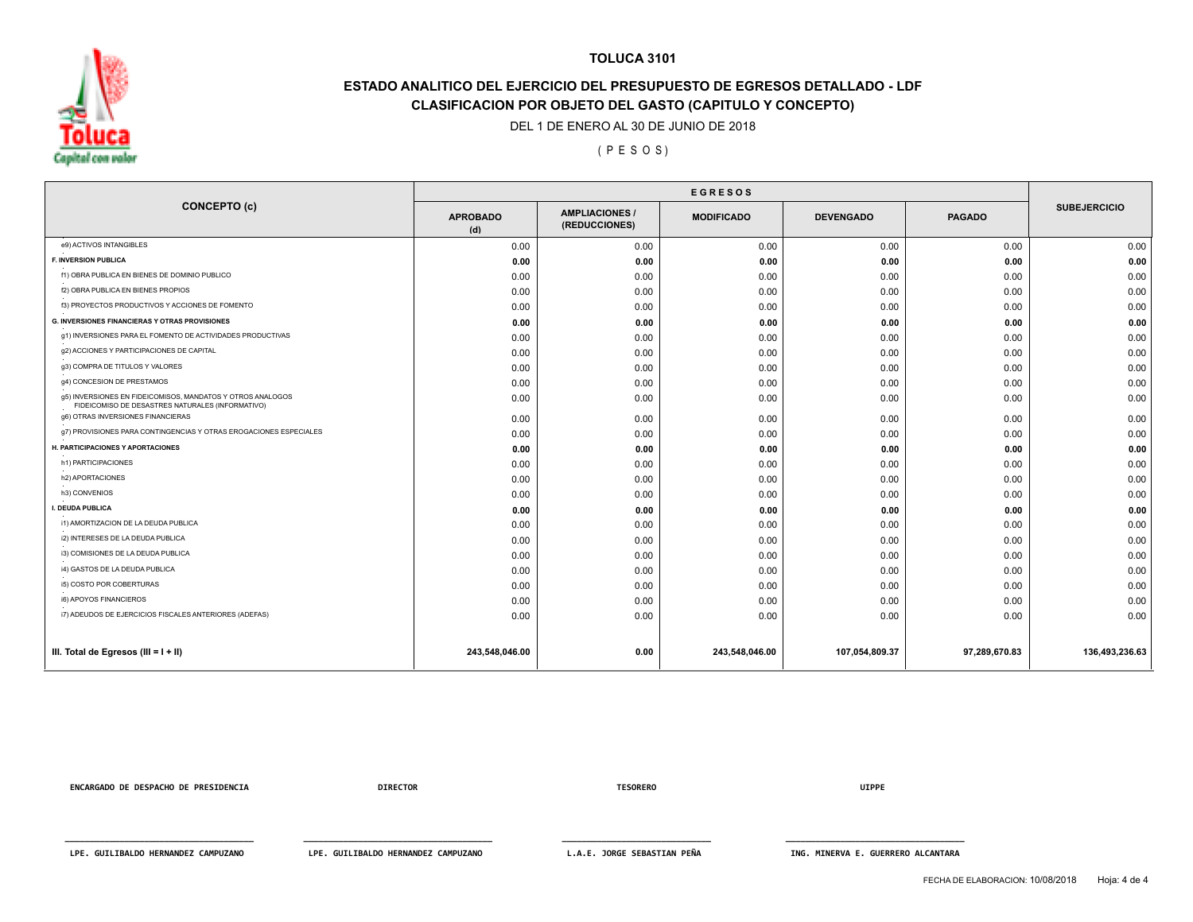**TOLUCA 3101**

# ESTADO ANALITICO DEL EJERCICIO DEL PRESUPUESTO DE EGRESOS DETALLADO - LDF

## CLASIFICACION POR OBJETO DEL GASTO (CAPITULO Y CONCEPTO)

DEL 1 DE ENERO AL 30 DE JUNIO DE 2018

( P E S O S )

| CONCEPTO (c) | EGRESOS | | | | | SUBEJERCICIO |
|---|---|---|---|---|---|---|
| | APROBADO (d) | AMPLIACIONES / (REDUCCIONES) | MODIFICADO | DEVENGADO | PAGADO | |
| e9) ACTIVOS INTANGIBLES | 0.00 | 0.00 | 0.00 | 0.00 | 0.00 | 0.00 |
| **F. INVERSION PUBLICA** | **0.00** | **0.00** | **0.00** | **0.00** | **0.00** | **0.00** |
| f1) OBRA PUBLICA EN BIENES DE DOMINIO PUBLICO | 0.00 | 0.00 | 0.00 | 0.00 | 0.00 | 0.00 |
| f2) OBRA PUBLICA EN BIENES PROPIOS | 0.00 | 0.00 | 0.00 | 0.00 | 0.00 | 0.00 |
| f3) PROYECTOS PRODUCTIVOS Y ACCIONES DE FOMENTO | 0.00 | 0.00 | 0.00 | 0.00 | 0.00 | 0.00 |
| **G. INVERSIONES FINANCIERAS Y OTRAS PROVISIONES** | **0.00** | **0.00** | **0.00** | **0.00** | **0.00** | **0.00** |
| g1) INVERSIONES PARA EL FOMENTO DE ACTIVIDADES PRODUCTIVAS | 0.00 | 0.00 | 0.00 | 0.00 | 0.00 | 0.00 |
| g2) ACCIONES Y PARTICIPACIONES DE CAPITAL | 0.00 | 0.00 | 0.00 | 0.00 | 0.00 | 0.00 |
| g3) COMPRA DE TITULOS Y VALORES | 0.00 | 0.00 | 0.00 | 0.00 | 0.00 | 0.00 |
| g4) CONCESION DE PRESTAMOS | 0.00 | 0.00 | 0.00 | 0.00 | 0.00 | 0.00 |
| g5) INVERSIONES EN FIDEICOMISOS, MANDATOS Y OTROS ANALOGOS FIDEICOMISO DE DESASTRES NATURALES (INFORMATIVO) | 0.00 | 0.00 | 0.00 | 0.00 | 0.00 | 0.00 |
| g6) OTRAS INVERSIONES FINANCIERAS | 0.00 | 0.00 | 0.00 | 0.00 | 0.00 | 0.00 |
| g7) PROVISIONES PARA CONTINGENCIAS Y OTRAS EROGACIONES ESPECIALES | 0.00 | 0.00 | 0.00 | 0.00 | 0.00 | 0.00 |
| **H. PARTICIPACIONES Y APORTACIONES** | **0.00** | **0.00** | **0.00** | **0.00** | **0.00** | **0.00** |
| h1) PARTICIPACIONES | 0.00 | 0.00 | 0.00 | 0.00 | 0.00 | 0.00 |
| h2) APORTACIONES | 0.00 | 0.00 | 0.00 | 0.00 | 0.00 | 0.00 |
| h3) CONVENIOS | 0.00 | 0.00 | 0.00 | 0.00 | 0.00 | 0.00 |
| **I. DEUDA PUBLICA** | **0.00** | **0.00** | **0.00** | **0.00** | **0.00** | **0.00** |
| i1) AMORTIZACION DE LA DEUDA PUBLICA | 0.00 | 0.00 | 0.00 | 0.00 | 0.00 | 0.00 |
| i2) INTERESES DE LA DEUDA PUBLICA | 0.00 | 0.00 | 0.00 | 0.00 | 0.00 | 0.00 |
| i3) COMISIONES DE LA DEUDA PUBLICA | 0.00 | 0.00 | 0.00 | 0.00 | 0.00 | 0.00 |
| i4) GASTOS DE LA DEUDA PUBLICA | 0.00 | 0.00 | 0.00 | 0.00 | 0.00 | 0.00 |
| i5) COSTO POR COBERTURAS | 0.00 | 0.00 | 0.00 | 0.00 | 0.00 | 0.00 |
| i6) APOYOS FINANCIEROS | 0.00 | 0.00 | 0.00 | 0.00 | 0.00 | 0.00 |
| i7) ADEUDOS DE EJERCICIOS FISCALES ANTERIORES (ADEFAS) | 0.00 | 0.00 | 0.00 | 0.00 | 0.00 | 0.00 |
| **III. Total de Egresos (III = I + II)** | **243,548,046.00** | **0.00** | **243,548,046.00** | **107,054,809.37** | **97,289,670.83** | **136,493,236.63** |

| ENCARGADO DE DESPACHO DE PRESIDENCIA | DIRECTOR | TESORERO | UIPPE |
|---|---|---|---|
| LPE. GUILIBALDO HERNANDEZ CAMPUZANO | LPE. GUILIBALDO HERNANDEZ CAMPUZANO | L.A.E. JORGE SEBASTIAN PEÑA | ING. MINERVA E. GUERRERO ALCANTARA |

FECHA DE ELABORACION: 10/08/2018